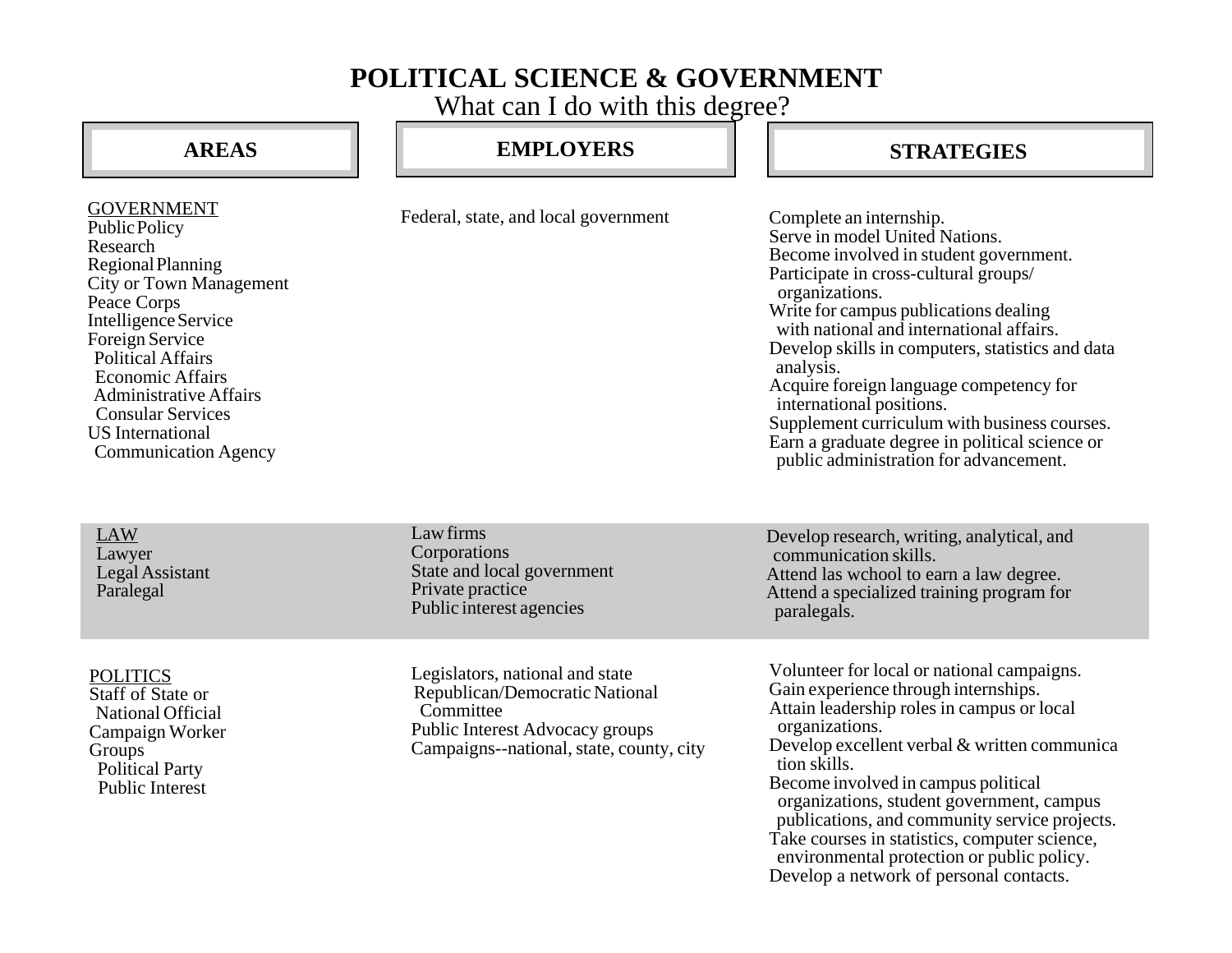# POLITICAL SCIENCE & GOVERNMENT

What can I do with this degree?

| AREAS | EMPLOYERS | STRATEGIES |
|---|---|---|
| <u>GOVERNMENT</u><br>Public Policy<br>Research<br>Regional Planning<br>City or Town Management<br>Peace Corps<br>Intelligence Service<br>Foreign Service<br>  Political Affairs<br>  Economic Affairs<br>  Administrative Affairs<br>  Consular Services<br>US International<br>  Communication Agency | Federal, state, and local government | Complete an internship.<br>Serve in model United Nations.<br>Become involved in student government.<br>Participate in cross-cultural groups/ organizations.<br>Write for campus publications dealing with national and international affairs.<br>Develop skills in computers, statistics and data analysis.<br>Acquire foreign language competency for international positions.<br>Supplement curriculum with business courses.<br>Earn a graduate degree in political science or public administration for advancement. |
| <u>LAW</u><br>Lawyer<br>Legal Assistant<br>Paralegal | Law firms<br>Corporations<br>State and local government<br>Private practice<br>Public interest agencies | Develop research, writing, analytical, and communication skills.<br>Attend las wchool to earn a law degree.<br>Attend a specialized training program for paralegals. |
| <u>POLITICS</u><br>Staff of State or<br>  National Official<br>Campaign Worker<br>Groups<br>  Political Party<br>  Public Interest | Legislators, national and state<br>Republican/Democratic National Committee<br>Public Interest Advocacy groups<br>Campaigns--national, state, county, city | Volunteer for local or national campaigns.<br>Gain experience through internships.<br>Attain leadership roles in campus or local organizations.<br>Develop excellent verbal & written communica tion skills.<br>Become involved in campus political organizations, student government, campus publications, and community service projects.<br>Take courses in statistics, computer science, environmental protection or public policy.<br>Develop a network of personal contacts. |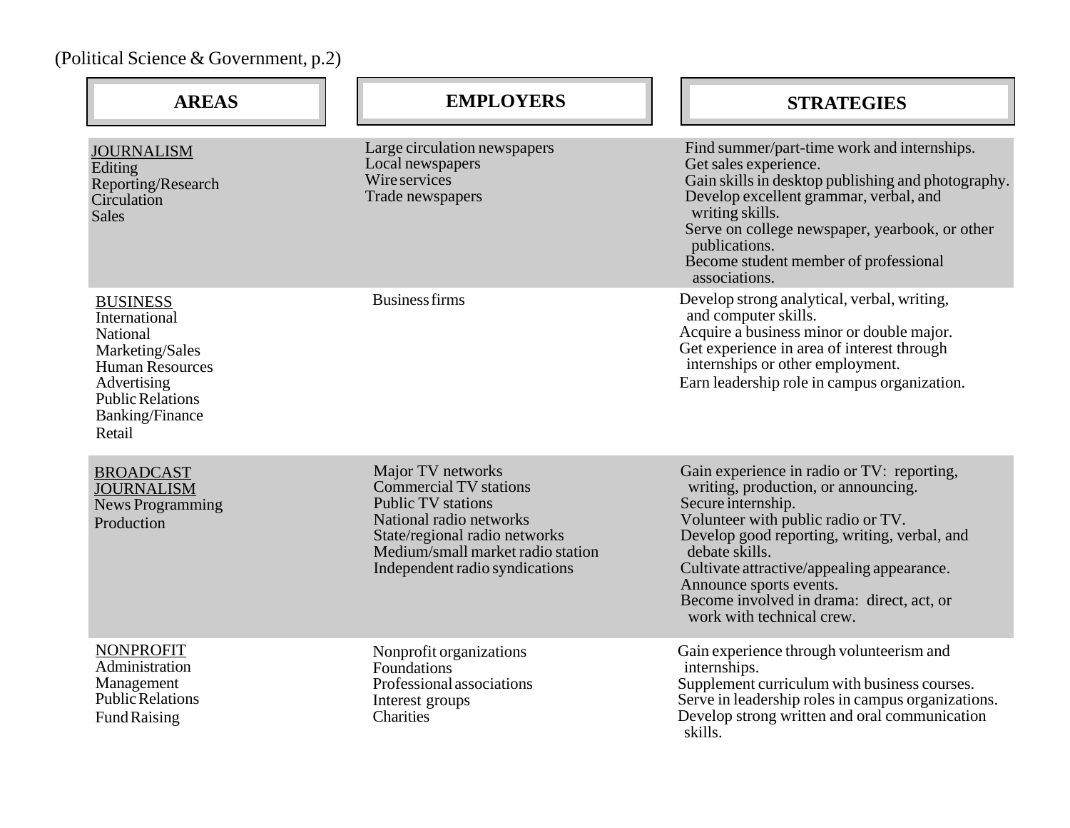(Political Science & Government, p.2)

| AREAS | EMPLOYERS | STRATEGIES |
|---|---|---|
| JOURNALISM<br>Editing<br>Reporting/Research<br>Circulation<br>Sales | Large circulation newspapers<br>Local newspapers<br>Wire services<br>Trade newspapers | Find summer/part-time work and internships.<br>Get sales experience.<br>Gain skills in desktop publishing and photography.<br>Develop excellent grammar, verbal, and writing skills.<br>Serve on college newspaper, yearbook, or other publications.<br>Become student member of professional associations. |
| BUSINESS<br>International<br>National<br>Marketing/Sales<br>Human Resources<br>Advertising<br>Public Relations<br>Banking/Finance<br>Retail | Business firms | Develop strong analytical, verbal, writing, and computer skills.<br>Acquire a business minor or double major.<br>Get experience in area of interest through internships or other employment.<br>Earn leadership role in campus organization. |
| BROADCAST JOURNALISM<br>News Programming<br>Production | Major TV networks<br>Commercial TV stations<br>Public TV stations<br>National radio networks<br>State/regional radio networks<br>Medium/small market radio station<br>Independent radio syndications | Gain experience in radio or TV: reporting, writing, production, or announcing.<br>Secure internship.<br>Volunteer with public radio or TV.<br>Develop good reporting, writing, verbal, and debate skills.<br>Cultivate attractive/appealing appearance.<br>Announce sports events.<br>Become involved in drama: direct, act, or work with technical crew. |
| NONPROFIT<br>Administration<br>Management<br>Public Relations<br>Fund Raising | Nonprofit organizations<br>Foundations<br>Professional associations<br>Interest groups<br>Charities | Gain experience through volunteerism and internships.<br>Supplement curriculum with business courses.<br>Serve in leadership roles in campus organizations.<br>Develop strong written and oral communication skills. |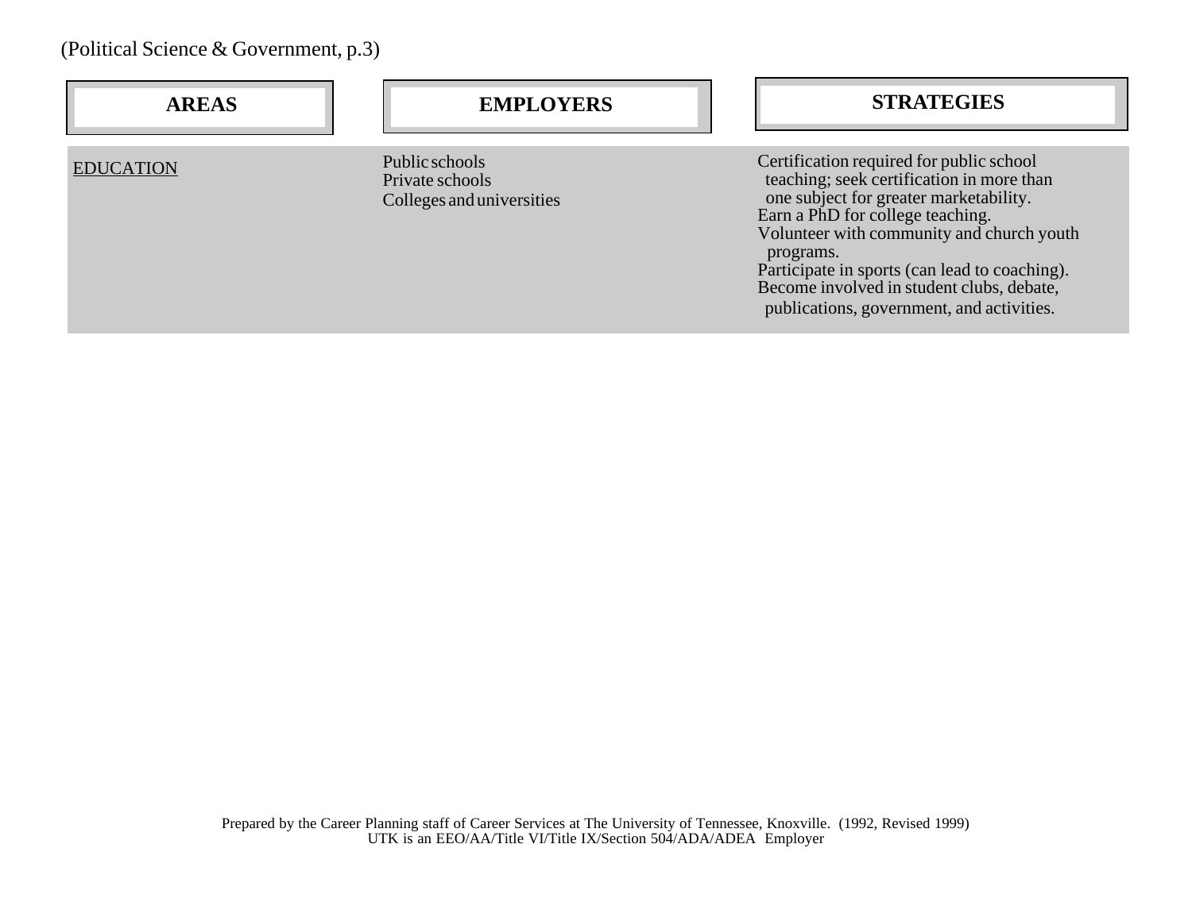| AREAS | EMPLOYERS | STRATEGIES |
| --- | --- | --- |
| EDUCATION | Public schools<br>Private schools<br>Colleges and universities | Certification required for public school teaching; seek certification in more than one subject for greater marketability.<br>Earn a PhD for college teaching.<br>Volunteer with community and church youth programs.<br>Participate in sports (can lead to coaching).<br>Become involved in student clubs, debate, publications, government, and activities. |

Prepared by the Career Planning staff of Career Services at The University of Tennessee, Knoxville. (1992, Revised 1999)
UTK is an EEO/AA/Title VI/Title IX/Section 504/ADA/ADEA Employer